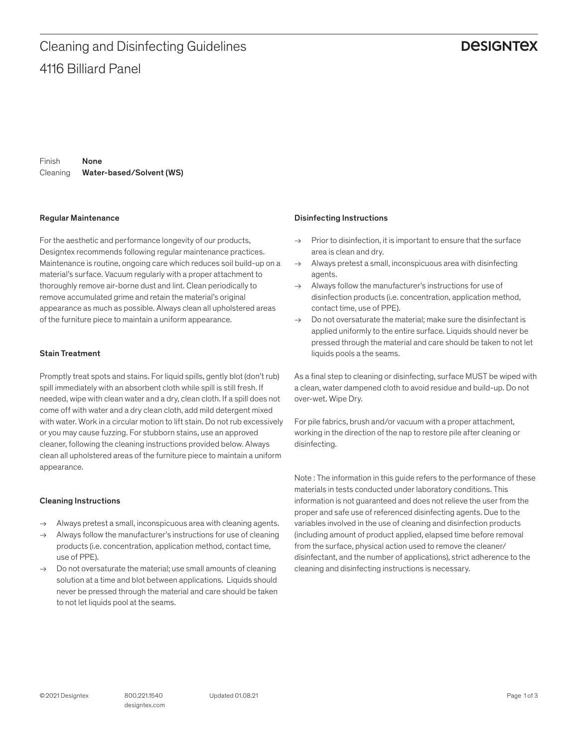# Cleaning and Disinfecting Guidelines

## 4116 Billiard Panel

DESIGNTEX

Finish **None**
Cleaning **Water-based/Solvent (WS)**

### Regular Maintenance

For the aesthetic and performance longevity of our products, Designtex recommends following regular maintenance practices. Maintenance is routine, ongoing care which reduces soil build-up on a material's surface. Vacuum regularly with a proper attachment to thoroughly remove air-borne dust and lint. Clean periodically to remove accumulated grime and retain the material's original appearance as much as possible. Always clean all upholstered areas of the furniture piece to maintain a uniform appearance.

### Stain Treatment

Promptly treat spots and stains. For liquid spills, gently blot (don't rub) spill immediately with an absorbent cloth while spill is still fresh. If needed, wipe with clean water and a dry, clean cloth. If a spill does not come off with water and a dry clean cloth, add mild detergent mixed with water. Work in a circular motion to lift stain. Do not rub excessively or you may cause fuzzing. For stubborn stains, use an approved cleaner, following the cleaning instructions provided below. Always clean all upholstered areas of the furniture piece to maintain a uniform appearance.

### Cleaning Instructions

- → Always pretest a small, inconspicuous area with cleaning agents.
- → Always follow the manufacturer's instructions for use of cleaning products (i.e. concentration, application method, contact time, use of PPE).
- → Do not oversaturate the material; use small amounts of cleaning solution at a time and blot between applications. Liquids should never be pressed through the material and care should be taken to not let liquids pool at the seams.

### Disinfecting Instructions

- → Prior to disinfection, it is important to ensure that the surface area is clean and dry.
- → Always pretest a small, inconspicuous area with disinfecting agents.
- → Always follow the manufacturer's instructions for use of disinfection products (i.e. concentration, application method, contact time, use of PPE).
- → Do not oversaturate the material; make sure the disinfectant is applied uniformly to the entire surface. Liquids should never be pressed through the material and care should be taken to not let liquids pools a the seams.

As a final step to cleaning or disinfecting, surface MUST be wiped with a clean, water dampened cloth to avoid residue and build-up. Do not over-wet. Wipe Dry.

For pile fabrics, brush and/or vacuum with a proper attachment, working in the direction of the nap to restore pile after cleaning or disinfecting.

Note : The information in this guide refers to the performance of these materials in tests conducted under laboratory conditions. This information is not guaranteed and does not relieve the user from the proper and safe use of referenced disinfecting agents. Due to the variables involved in the use of cleaning and disinfection products (including amount of product applied, elapsed time before removal from the surface, physical action used to remove the cleaner/disinfectant, and the number of applications), strict adherence to the cleaning and disinfecting instructions is necessary.

© 2021 Designtex 800.221.1540 designtex.com Updated 01.08.21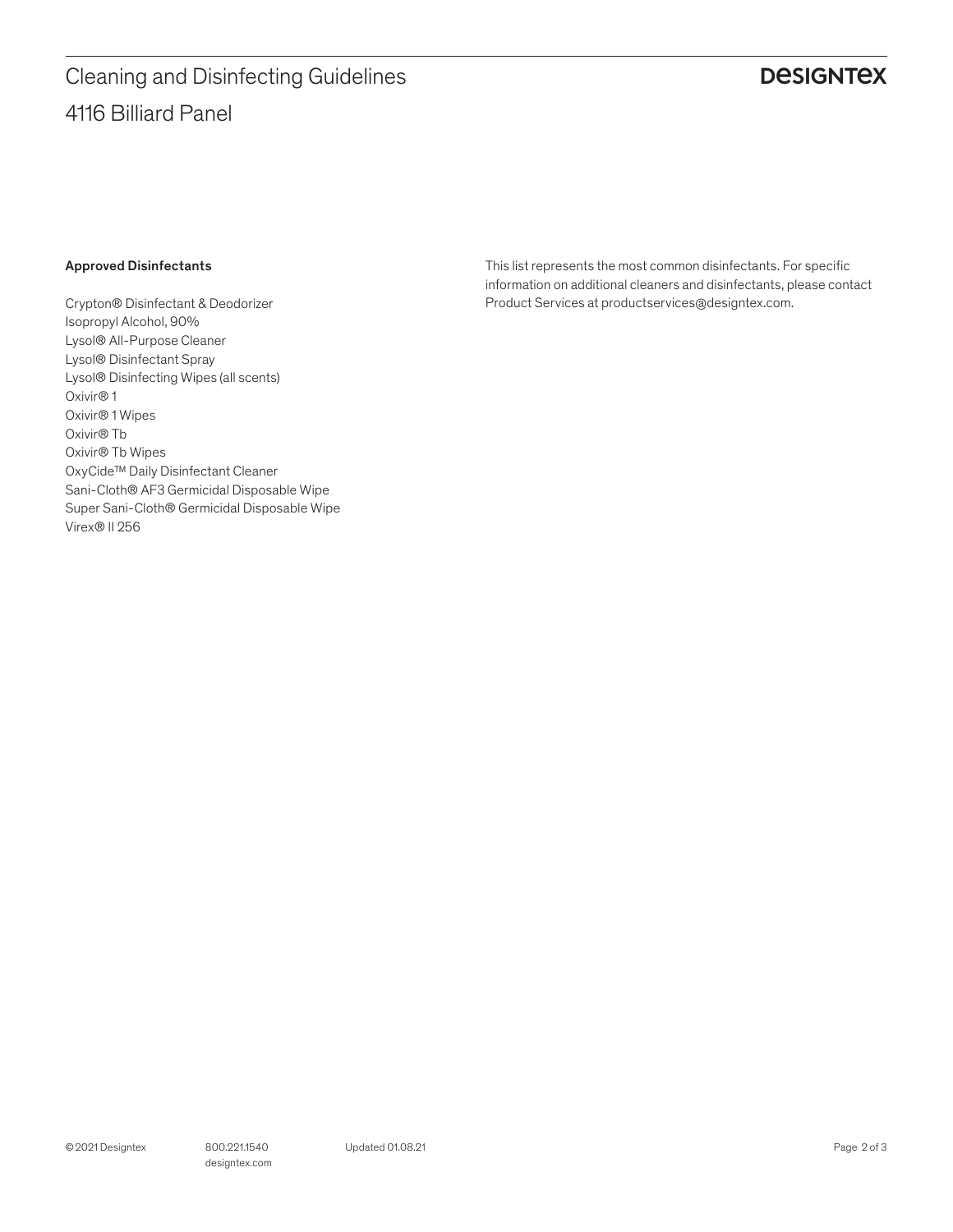## Approved Disinfectants

Crypton® Disinfectant & Deodorizer
Isopropyl Alcohol, 90%
Lysol® All-Purpose Cleaner
Lysol® Disinfectant Spray
Lysol® Disinfecting Wipes (all scents)
Oxivir® 1
Oxivir® 1 Wipes
Oxivir® Tb
Oxivir® Tb Wipes
OxyCide™ Daily Disinfectant Cleaner
Sani-Cloth® AF3 Germicidal Disposable Wipe
Super Sani-Cloth® Germicidal Disposable Wipe
Virex® II 256

This list represents the most common disinfectants. For specific information on additional cleaners and disinfectants, please contact Product Services at productservices@designtex.com.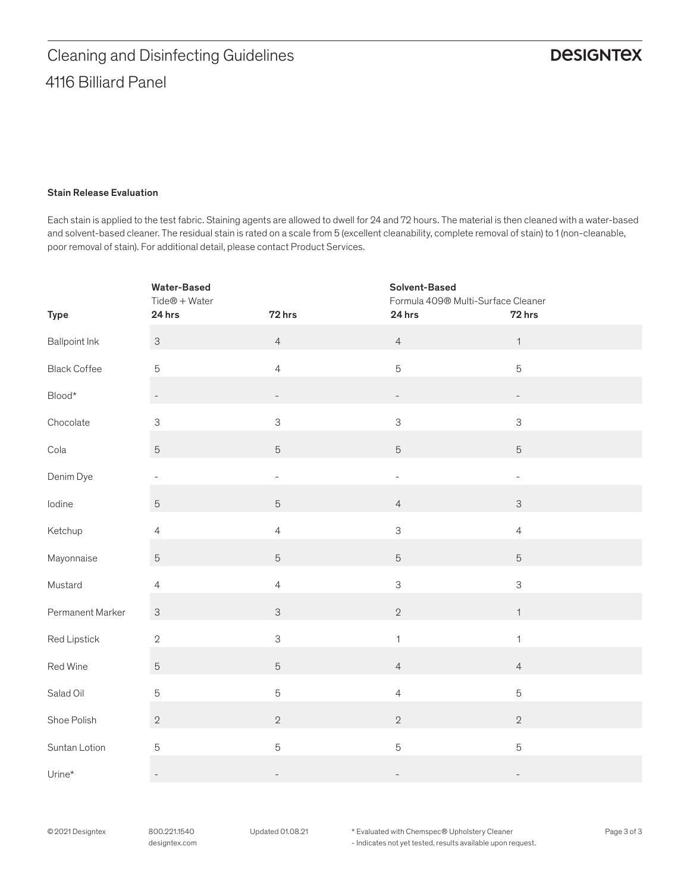# Cleaning and Disinfecting Guidelines

## 4116 Billiard Panel

### Stain Release Evaluation

Each stain is applied to the test fabric. Staining agents are allowed to dwell for 24 and 72 hours. The material is then cleaned with a water-based and solvent-based cleaner. The residual stain is rated on a scale from 5 (excellent cleanability, complete removal of stain) to 1 (non-cleanable, poor removal of stain). For additional detail, please contact Product Services.

| | **Water-Based** Tide® + Water | | **Solvent-Based** Formula 409® Multi-Surface Cleaner | |
|---|---|---|---|---|
| **Type** | **24 hrs** | **72 hrs** | **24 hrs** | **72 hrs** |
| Ballpoint Ink | 3 | 4 | 4 | 1 |
| Black Coffee | 5 | 4 | 5 | 5 |
| Blood* | - | - | - | - |
| Chocolate | 3 | 3 | 3 | 3 |
| Cola | 5 | 5 | 5 | 5 |
| Denim Dye | - | - | - | - |
| Iodine | 5 | 5 | 4 | 3 |
| Ketchup | 4 | 4 | 3 | 4 |
| Mayonnaise | 5 | 5 | 5 | 5 |
| Mustard | 4 | 4 | 3 | 3 |
| Permanent Marker | 3 | 3 | 2 | 1 |
| Red Lipstick | 2 | 3 | 1 | 1 |
| Red Wine | 5 | 5 | 4 | 4 |
| Salad Oil | 5 | 5 | 4 | 5 |
| Shoe Polish | 2 | 2 | 2 | 2 |
| Suntan Lotion | 5 | 5 | 5 | 5 |
| Urine* | - | - | - | - |

* Evaluated with Chemspec® Upholstery Cleaner
- Indicates not yet tested, results available upon request.

© 2021 Designtex 800.221.1540 designtex.com Updated 01.08.21